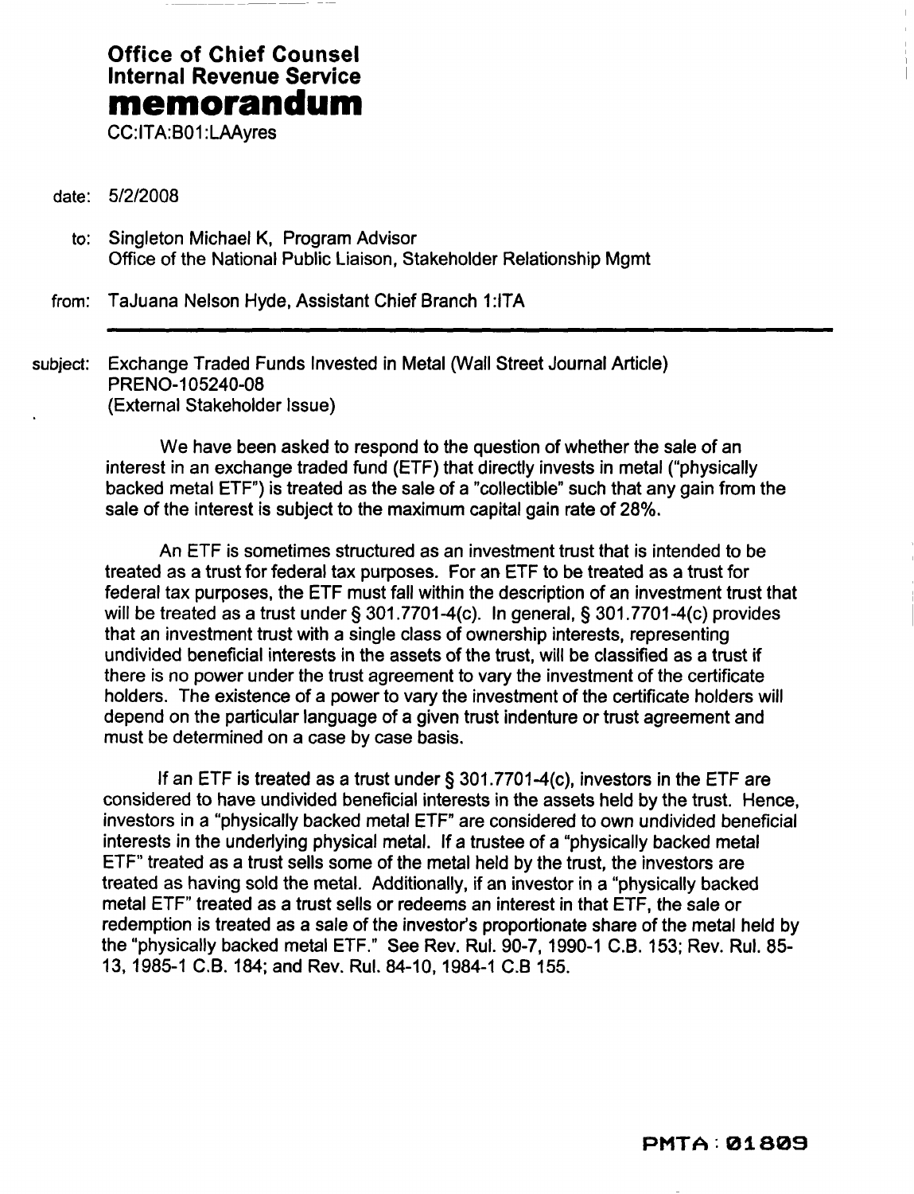**Office of Chief Counsel**
**Internal Revenue Service**
# memorandum
CC:ITA:B01:LAAyres

date: 5/2/2008

to: Singleton Michael K, Program Advisor
Office of the National Public Liaison, Stakeholder Relationship Mgmt

from: TaJuana Nelson Hyde, Assistant Chief Branch 1:ITA

subject: Exchange Traded Funds Invested in Metal (Wall Street Journal Article)
PRENO-105240-08
(External Stakeholder Issue)

We have been asked to respond to the question of whether the sale of an interest in an exchange traded fund (ETF) that directly invests in metal ("physically backed metal ETF") is treated as the sale of a "collectible" such that any gain from the sale of the interest is subject to the maximum capital gain rate of 28%.

An ETF is sometimes structured as an investment trust that is intended to be treated as a trust for federal tax purposes. For an ETF to be treated as a trust for federal tax purposes, the ETF must fall within the description of an investment trust that will be treated as a trust under § 301.7701-4(c). In general, § 301.7701-4(c) provides that an investment trust with a single class of ownership interests, representing undivided beneficial interests in the assets of the trust, will be classified as a trust if there is no power under the trust agreement to vary the investment of the certificate holders. The existence of a power to vary the investment of the certificate holders will depend on the particular language of a given trust indenture or trust agreement and must be determined on a case by case basis.

If an ETF is treated as a trust under § 301.7701-4(c), investors in the ETF are considered to have undivided beneficial interests in the assets held by the trust. Hence, investors in a "physically backed metal ETF" are considered to own undivided beneficial interests in the underlying physical metal. If a trustee of a "physically backed metal ETF" treated as a trust sells some of the metal held by the trust, the investors are treated as having sold the metal. Additionally, if an investor in a "physically backed metal ETF" treated as a trust sells or redeems an interest in that ETF, the sale or redemption is treated as a sale of the investor's proportionate share of the metal held by the "physically backed metal ETF." See Rev. Rul. 90-7, 1990-1 C.B. 153; Rev. Rul. 85-13, 1985-1 C.B. 184; and Rev. Rul. 84-10, 1984-1 C.B 155.

PMTA: 01809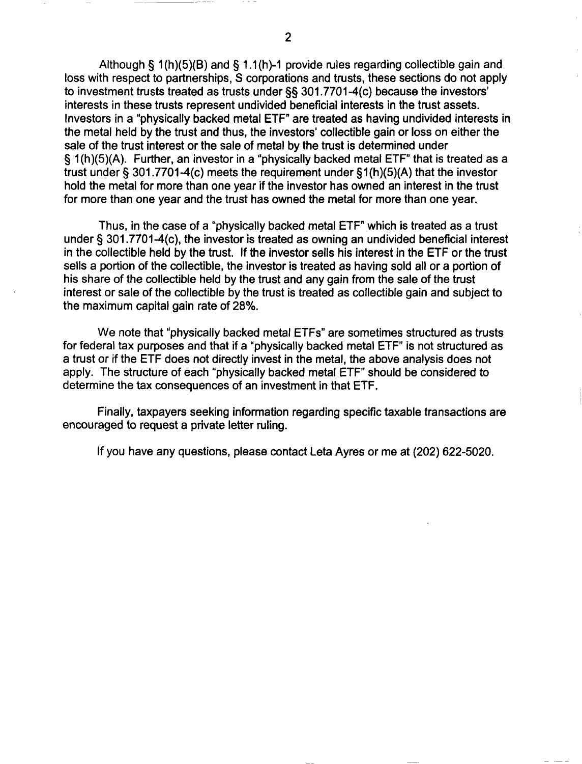Although § 1(h)(5)(B) and § 1.1(h)-1 provide rules regarding collectible gain and loss with respect to partnerships, S corporations and trusts, these sections do not apply to investment trusts treated as trusts under §§ 301.7701-4(c) because the investors' interests in these trusts represent undivided beneficial interests in the trust assets. Investors in a "physically backed metal ETF" are treated as having undivided interests in the metal held by the trust and thus, the investors' collectible gain or loss on either the sale of the trust interest or the sale of metal by the trust is determined under § 1(h)(5)(A). Further, an investor in a "physically backed metal ETF" that is treated as a trust under § 301.7701-4(c) meets the requirement under §1(h)(5)(A) that the investor hold the metal for more than one year if the investor has owned an interest in the trust for more than one year and the trust has owned the metal for more than one year.

Thus, in the case of a "physically backed metal ETF" which is treated as a trust under § 301.7701-4(c), the investor is treated as owning an undivided beneficial interest in the collectible held by the trust. If the investor sells his interest in the ETF or the trust sells a portion of the collectible, the investor is treated as having sold all or a portion of his share of the collectible held by the trust and any gain from the sale of the trust interest or sale of the collectible by the trust is treated as collectible gain and subject to the maximum capital gain rate of 28%.

We note that "physically backed metal ETFs" are sometimes structured as trusts for federal tax purposes and that if a "physically backed metal ETF" is not structured as a trust or if the ETF does not directly invest in the metal, the above analysis does not apply. The structure of each "physically backed metal ETF" should be considered to determine the tax consequences of an investment in that ETF.

Finally, taxpayers seeking information regarding specific taxable transactions are encouraged to request a private letter ruling.

If you have any questions, please contact Leta Ayres or me at (202) 622-5020.